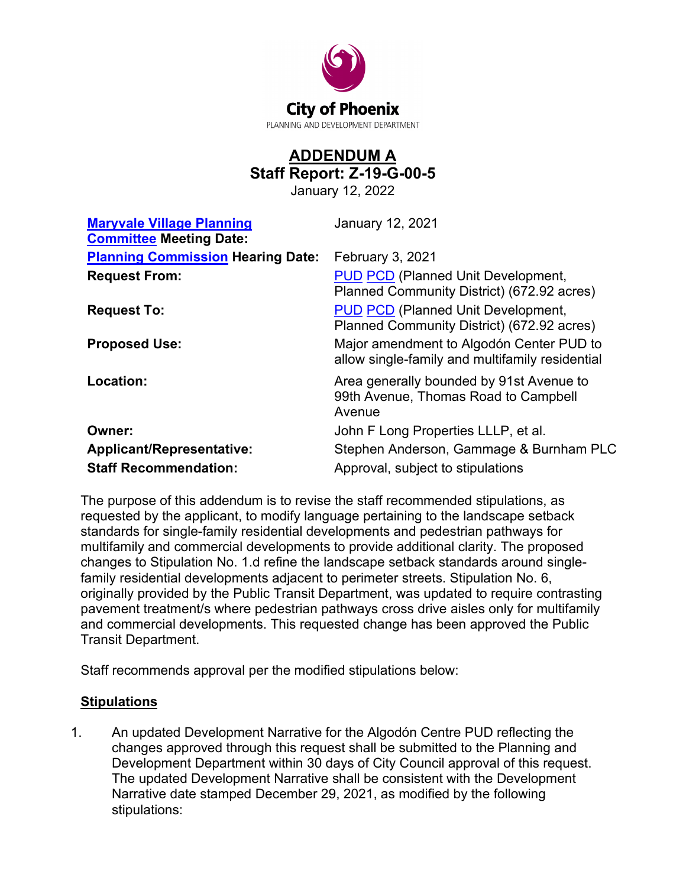City of Phoenix

PLANNING AND DEVELOPMENT DEPARTMENT

# ADDENDUM A
## Staff Report: Z-19-G-00-5
January 12, 2022

| | |
|---|---|
| **Maryvale Village Planning Committee Meeting Date:** | January 12, 2021 |
| **Planning Commission Hearing Date:** | February 3, 2021 |
| **Request From:** | PUD PCD (Planned Unit Development, Planned Community District) (672.92 acres) |
| **Request To:** | PUD PCD (Planned Unit Development, Planned Community District) (672.92 acres) |
| **Proposed Use:** | Major amendment to Algodón Center PUD to allow single-family and multifamily residential |
| **Location:** | Area generally bounded by 91st Avenue to 99th Avenue, Thomas Road to Campbell Avenue |
| **Owner:** | John F Long Properties LLLP, et al. |
| **Applicant/Representative:** | Stephen Anderson, Gammage & Burnham PLC |
| **Staff Recommendation:** | Approval, subject to stipulations |

The purpose of this addendum is to revise the staff recommended stipulations, as requested by the applicant, to modify language pertaining to the landscape setback standards for single-family residential developments and pedestrian pathways for multifamily and commercial developments to provide additional clarity. The proposed changes to Stipulation No. 1.d refine the landscape setback standards around single-family residential developments adjacent to perimeter streets. Stipulation No. 6, originally provided by the Public Transit Department, was updated to require contrasting pavement treatment/s where pedestrian pathways cross drive aisles only for multifamily and commercial developments. This requested change has been approved the Public Transit Department.

Staff recommends approval per the modified stipulations below:

**Stipulations**

1. An updated Development Narrative for the Algodón Centre PUD reflecting the changes approved through this request shall be submitted to the Planning and Development Department within 30 days of City Council approval of this request. The updated Development Narrative shall be consistent with the Development Narrative date stamped December 29, 2021, as modified by the following stipulations: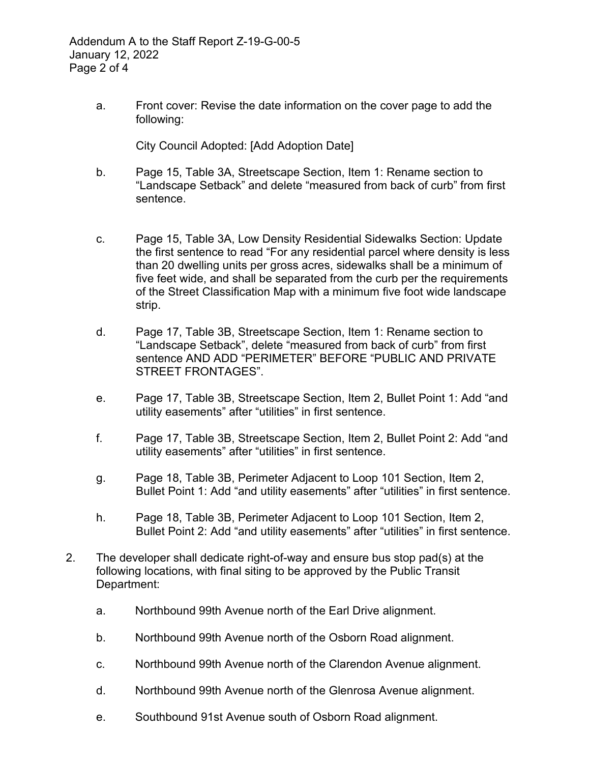a. Front cover: Revise the date information on the cover page to add the following:

   City Council Adopted: [Add Adoption Date]

b. Page 15, Table 3A, Streetscape Section, Item 1: Rename section to "Landscape Setback" and delete "measured from back of curb" from first sentence.

c. Page 15, Table 3A, Low Density Residential Sidewalks Section: Update the first sentence to read "For any residential parcel where density is less than 20 dwelling units per gross acres, sidewalks shall be a minimum of five feet wide, and shall be separated from the curb per the requirements of the Street Classification Map with a minimum five foot wide landscape strip.

d. Page 17, Table 3B, Streetscape Section, Item 1: Rename section to "Landscape Setback", delete "measured from back of curb" from first sentence AND ADD "PERIMETER" BEFORE "PUBLIC AND PRIVATE STREET FRONTAGES".

e. Page 17, Table 3B, Streetscape Section, Item 2, Bullet Point 1: Add "and utility easements" after "utilities" in first sentence.

f. Page 17, Table 3B, Streetscape Section, Item 2, Bullet Point 2: Add "and utility easements" after "utilities" in first sentence.

g. Page 18, Table 3B, Perimeter Adjacent to Loop 101 Section, Item 2, Bullet Point 1: Add "and utility easements" after "utilities" in first sentence.

h. Page 18, Table 3B, Perimeter Adjacent to Loop 101 Section, Item 2, Bullet Point 2: Add "and utility easements" after "utilities" in first sentence.

2. The developer shall dedicate right-of-way and ensure bus stop pad(s) at the following locations, with final siting to be approved by the Public Transit Department:

   a. Northbound 99th Avenue north of the Earl Drive alignment.

   b. Northbound 99th Avenue north of the Osborn Road alignment.

   c. Northbound 99th Avenue north of the Clarendon Avenue alignment.

   d. Northbound 99th Avenue north of the Glenrosa Avenue alignment.

   e. Southbound 91st Avenue south of Osborn Road alignment.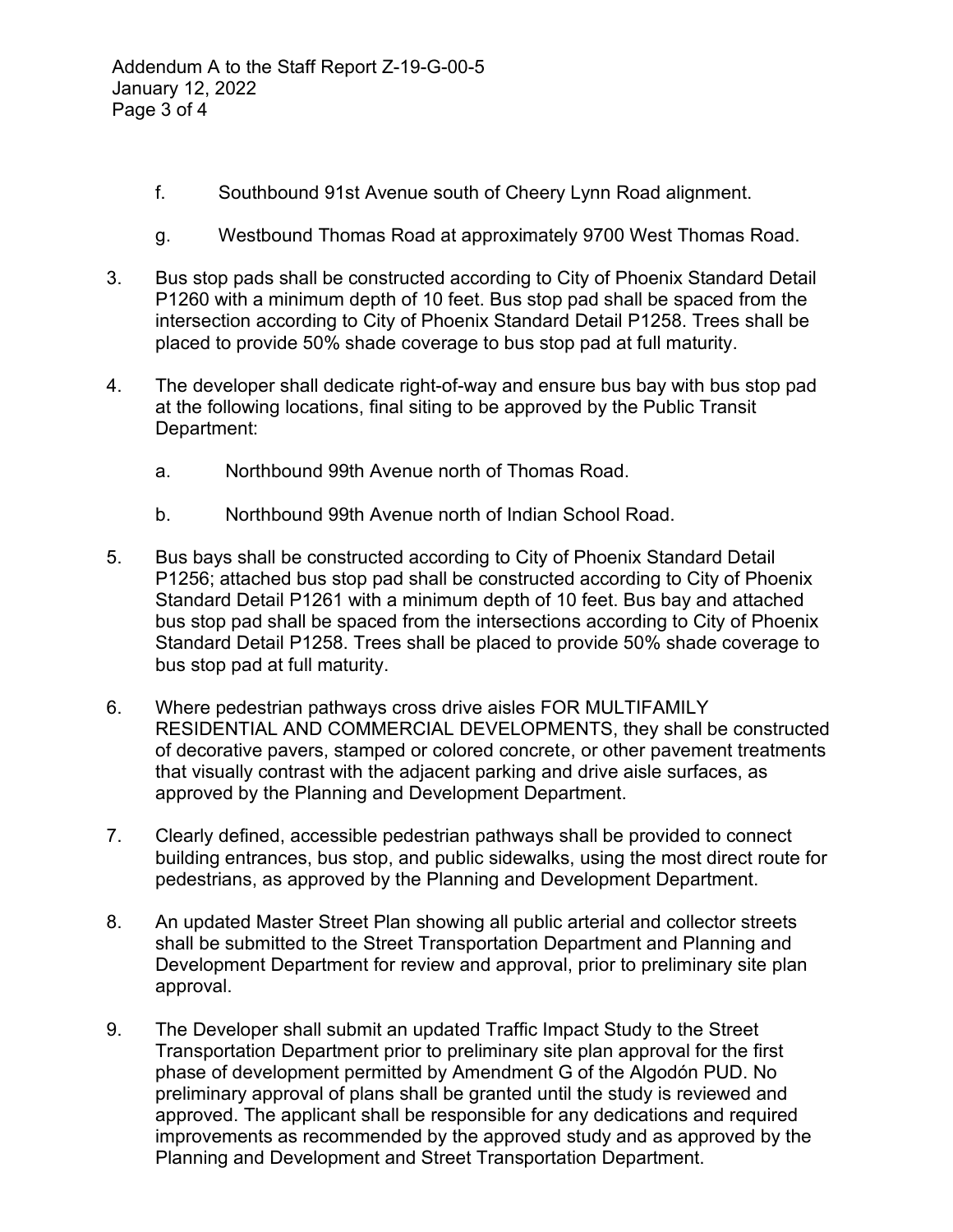f. Southbound 91st Avenue south of Cheery Lynn Road alignment.

g. Westbound Thomas Road at approximately 9700 West Thomas Road.

3. Bus stop pads shall be constructed according to City of Phoenix Standard Detail P1260 with a minimum depth of 10 feet. Bus stop pad shall be spaced from the intersection according to City of Phoenix Standard Detail P1258. Trees shall be placed to provide 50% shade coverage to bus stop pad at full maturity.

4. The developer shall dedicate right-of-way and ensure bus bay with bus stop pad at the following locations, final siting to be approved by the Public Transit Department:

   a. Northbound 99th Avenue north of Thomas Road.

   b. Northbound 99th Avenue north of Indian School Road.

5. Bus bays shall be constructed according to City of Phoenix Standard Detail P1256; attached bus stop pad shall be constructed according to City of Phoenix Standard Detail P1261 with a minimum depth of 10 feet. Bus bay and attached bus stop pad shall be spaced from the intersections according to City of Phoenix Standard Detail P1258. Trees shall be placed to provide 50% shade coverage to bus stop pad at full maturity.

6. Where pedestrian pathways cross drive aisles FOR MULTIFAMILY RESIDENTIAL AND COMMERCIAL DEVELOPMENTS, they shall be constructed of decorative pavers, stamped or colored concrete, or other pavement treatments that visually contrast with the adjacent parking and drive aisle surfaces, as approved by the Planning and Development Department.

7. Clearly defined, accessible pedestrian pathways shall be provided to connect building entrances, bus stop, and public sidewalks, using the most direct route for pedestrians, as approved by the Planning and Development Department.

8. An updated Master Street Plan showing all public arterial and collector streets shall be submitted to the Street Transportation Department and Planning and Development Department for review and approval, prior to preliminary site plan approval.

9. The Developer shall submit an updated Traffic Impact Study to the Street Transportation Department prior to preliminary site plan approval for the first phase of development permitted by Amendment G of the Algodón PUD. No preliminary approval of plans shall be granted until the study is reviewed and approved. The applicant shall be responsible for any dedications and required improvements as recommended by the approved study and as approved by the Planning and Development and Street Transportation Department.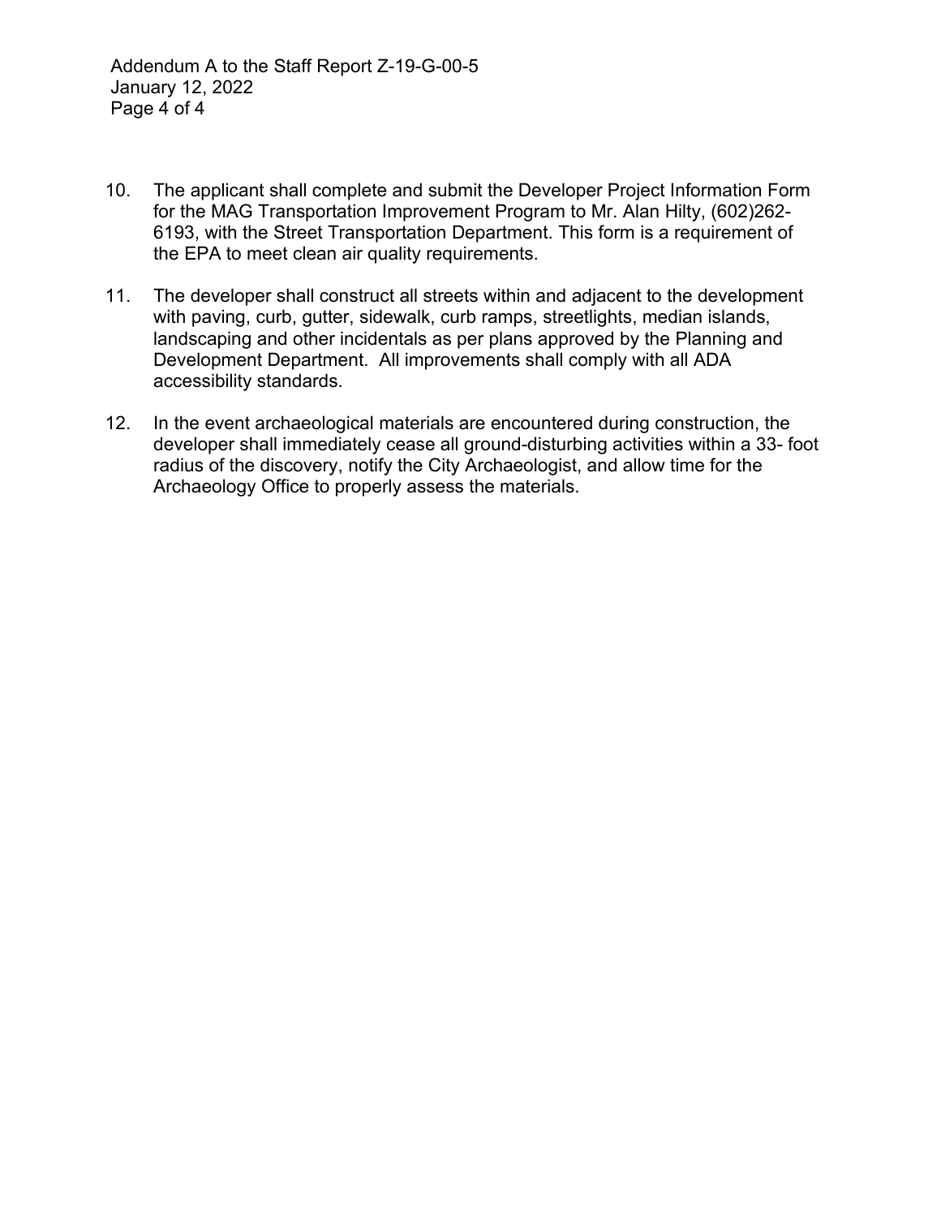10. The applicant shall complete and submit the Developer Project Information Form for the MAG Transportation Improvement Program to Mr. Alan Hilty, (602)262-6193, with the Street Transportation Department. This form is a requirement of the EPA to meet clean air quality requirements.

11. The developer shall construct all streets within and adjacent to the development with paving, curb, gutter, sidewalk, curb ramps, streetlights, median islands, landscaping and other incidentals as per plans approved by the Planning and Development Department. All improvements shall comply with all ADA accessibility standards.

12. In the event archaeological materials are encountered during construction, the developer shall immediately cease all ground-disturbing activities within a 33- foot radius of the discovery, notify the City Archaeologist, and allow time for the Archaeology Office to properly assess the materials.